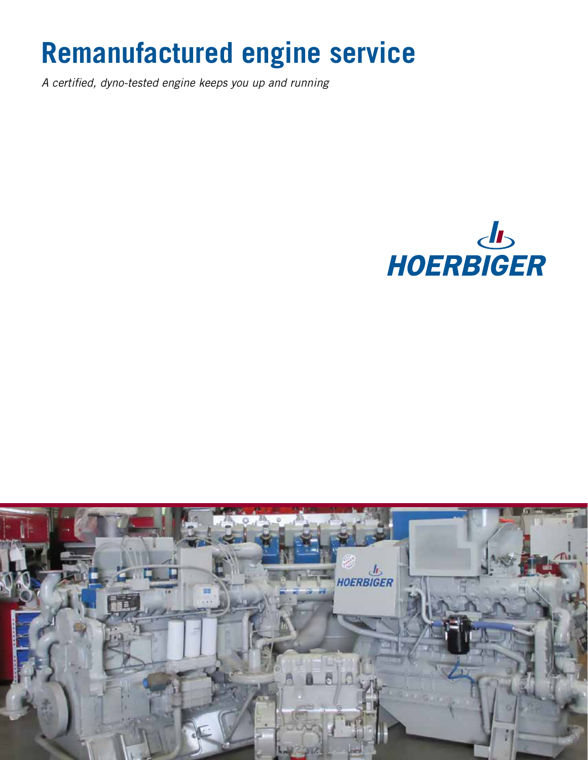# Remanufactured engine service

*A certified, dyno-tested engine keeps you up and running*

HOERBIGER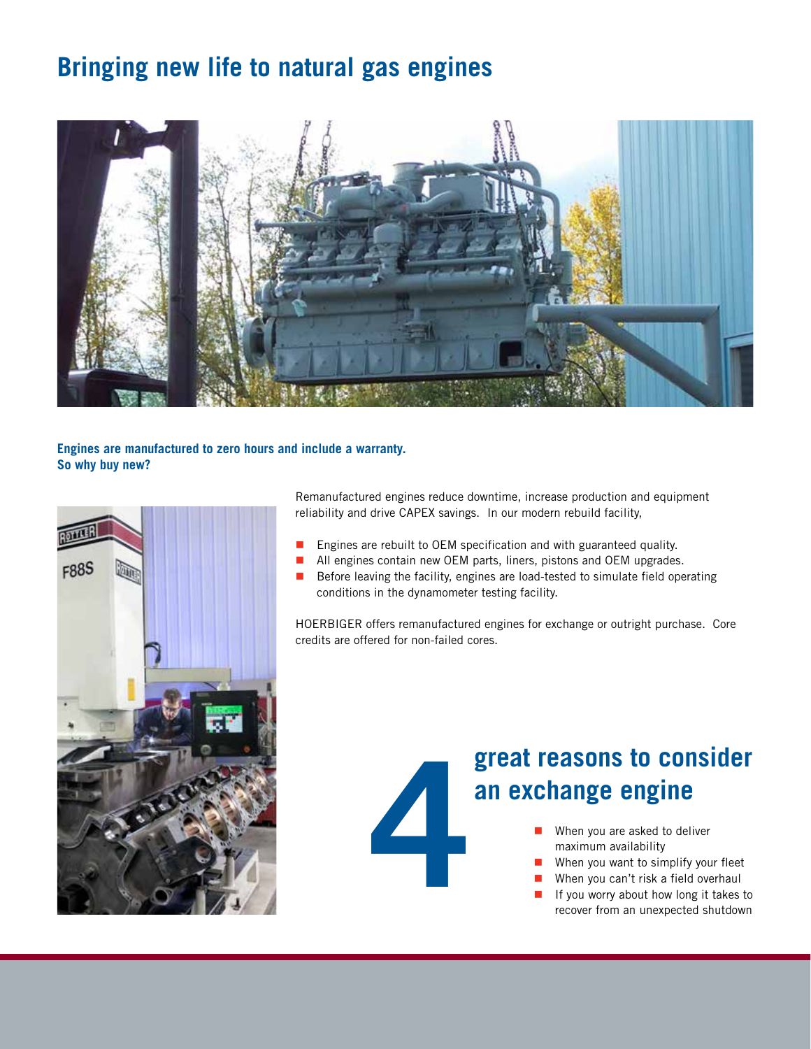# Bringing new life to natural gas engines

**Engines are manufactured to zero hours and include a warranty. So why buy new?**

Remanufactured engines reduce downtime, increase production and equipment reliability and drive CAPEX savings. In our modern rebuild facility,

- Engines are rebuilt to OEM specification and with guaranteed quality.
- All engines contain new OEM parts, liners, pistons and OEM upgrades.
- Before leaving the facility, engines are load-tested to simulate field operating conditions in the dynamometer testing facility.

HOERBIGER offers remanufactured engines for exchange or outright purchase. Core credits are offered for non-failed cores.

## 4 great reasons to consider an exchange engine

- When you are asked to deliver maximum availability
- When you want to simplify your fleet
- When you can't risk a field overhaul
- If you worry about how long it takes to recover from an unexpected shutdown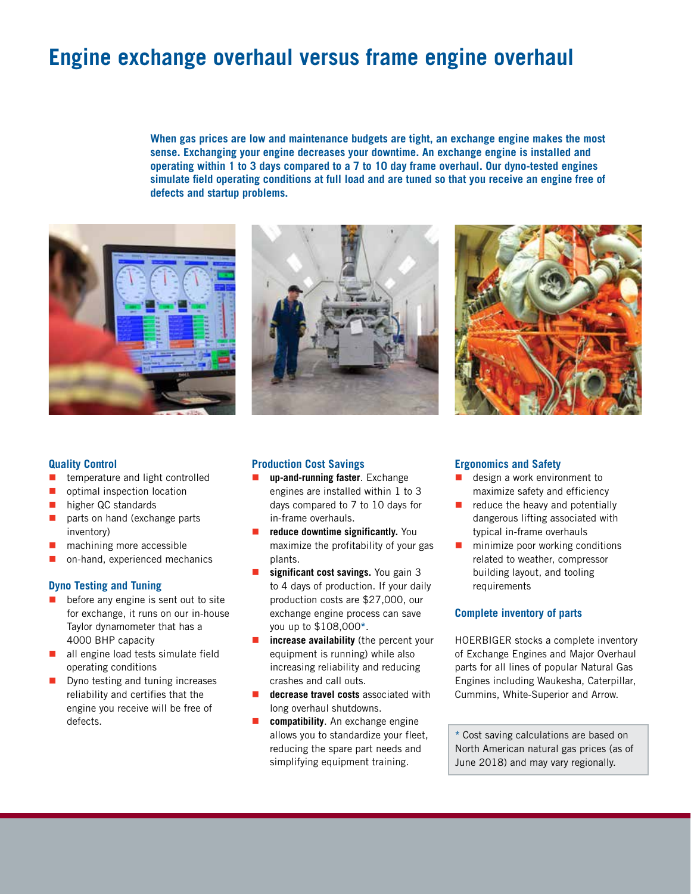# Engine exchange overhaul versus frame engine overhaul

**When gas prices are low and maintenance budgets are tight, an exchange engine makes the most sense. Exchanging your engine decreases your downtime. An exchange engine is installed and operating within 1 to 3 days compared to a 7 to 10 day frame overhaul. Our dyno-tested engines simulate field operating conditions at full load and are tuned so that you receive an engine free of defects and startup problems.**

### Quality Control

- temperature and light controlled
- optimal inspection location
- higher QC standards
- parts on hand (exchange parts inventory)
- machining more accessible
- on-hand, experienced mechanics

### Dyno Testing and Tuning

- before any engine is sent out to site for exchange, it runs on our in-house Taylor dynamometer that has a 4000 BHP capacity
- all engine load tests simulate field operating conditions
- Dyno testing and tuning increases reliability and certifies that the engine you receive will be free of defects.

### Production Cost Savings

- **up-and-running faster**. Exchange engines are installed within 1 to 3 days compared to 7 to 10 days for in-frame overhauls.
- **reduce downtime significantly.** You maximize the profitability of your gas plants.
- **significant cost savings.** You gain 3 to 4 days of production. If your daily production costs are $27,000, our exchange engine process can save you up to $108,000*.
- **increase availability** (the percent your equipment is running) while also increasing reliability and reducing crashes and call outs.
- **decrease travel costs** associated with long overhaul shutdowns.
- **compatibility**. An exchange engine allows you to standardize your fleet, reducing the spare part needs and simplifying equipment training.

### Ergonomics and Safety

- design a work environment to maximize safety and efficiency
- reduce the heavy and potentially dangerous lifting associated with typical in-frame overhauls
- minimize poor working conditions related to weather, compressor building layout, and tooling requirements

### Complete inventory of parts

HOERBIGER stocks a complete inventory of Exchange Engines and Major Overhaul parts for all lines of popular Natural Gas Engines including Waukesha, Caterpillar, Cummins, White-Superior and Arrow.

* Cost saving calculations are based on North American natural gas prices (as of June 2018) and may vary regionally.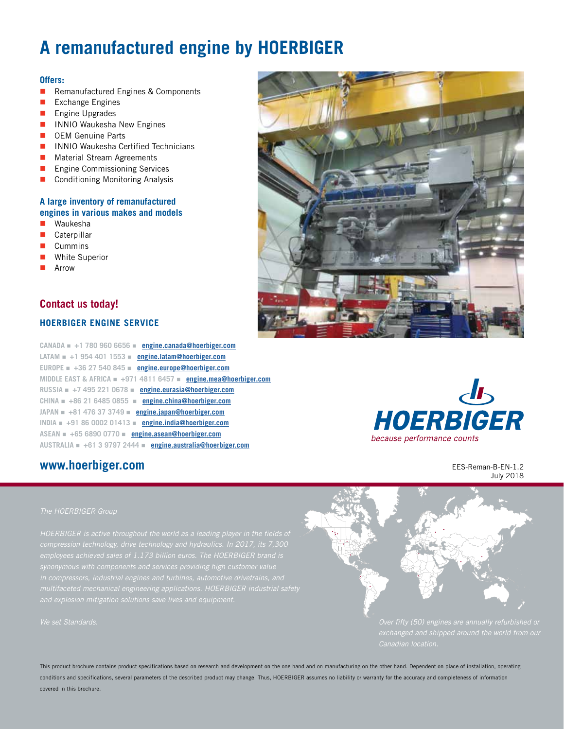# A remanufactured engine by HOERBIGER

**Offers:**

- Remanufactured Engines & Components
- Exchange Engines
- Engine Upgrades
- INNIO Waukesha New Engines
- OEM Genuine Parts
- INNIO Waukesha Certified Technicians
- Material Stream Agreements
- Engine Commissioning Services
- Conditioning Monitoring Analysis

### A large inventory of remanufactured engines in various makes and models

- Waukesha
- Caterpillar
- Cummins
- White Superior
- Arrow

## Contact us today!

### HOERBIGER ENGINE SERVICE

CANADA ■ +1 780 960 6656 ■ engine.canada@hoerbiger.com
LATAM ■ +1 954 401 1553 ■ engine.latam@hoerbiger.com
EUROPE ■ +36 27 540 845 ■ engine.europe@hoerbiger.com
MIDDLE EAST & AFRICA ■ +971 4811 6457 ■ engine.mea@hoerbiger.com
RUSSIA ■ +7 495 221 0678 ■ engine.eurasia@hoerbiger.com
CHINA ■ +86 21 6485 0855 ■ engine.china@hoerbiger.com
JAPAN ■ +81 476 37 3749 ■ engine.japan@hoerbiger.com
INDIA ■ +91 86 0002 01413 ■ engine.india@hoerbiger.com
ASEAN ■ +65 6890 0770 ■ engine.asean@hoerbiger.com
AUSTRALIA ■ +61 3 9797 2444 ■ engine.australia@hoerbiger.com

## www.hoerbiger.com

HOERBIGER
*because performance counts*

EES-Reman-B-EN-1.2
July 2018

*The HOERBIGER Group*

*HOERBIGER is active throughout the world as a leading player in the fields of compression technology, drive technology and hydraulics. In 2017, its 7,300 employees achieved sales of 1.173 billion euros. The HOERBIGER brand is synonymous with components and services providing high customer value in compressors, industrial engines and turbines, automotive drivetrains, and multifaceted mechanical engineering applications. HOERBIGER industrial safety and explosion mitigation solutions save lives and equipment.*

*We set Standards.*

*Over fifty (50) engines are annually refurbished or exchanged and shipped around the world from our Canadian location.*

This product brochure contains product specifications based on research and development on the one hand and on manufacturing on the other hand. Dependent on place of installation, operating conditions and specifications, several parameters of the described product may change. Thus, HOERBIGER assumes no liability or warranty for the accuracy and completeness of information covered in this brochure.